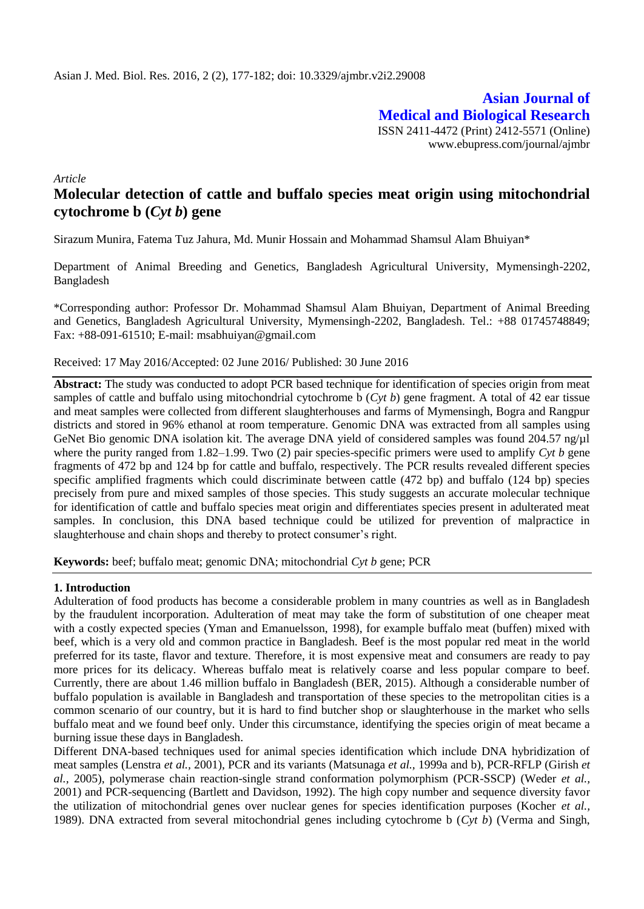**Asian Journal of Medical and Biological Research**

ISSN 2411-4472 (Print) 2412-5571 (Online)

www.ebupress.com/journal/ajmbr

*Article*

# Molecular detection of cattle and buffalo species meat origin using mitochondrial cytochrome b (*Cyt b*) gene

Sirazum Munira, Fatema Tuz Jahura, Md. Munir Hossain and Mohammad Shamsul Alam Bhuiyan*

Department of Animal Breeding and Genetics, Bangladesh Agricultural University, Mymensingh-2202, Bangladesh

*Corresponding author: Professor Dr. Mohammad Shamsul Alam Bhuiyan, Department of Animal Breeding and Genetics, Bangladesh Agricultural University, Mymensingh-2202, Bangladesh. Tel.: +88 01745748849; Fax: +88-091-61510; E-mail: msabhuiyan@gmail.com

Received: 17 May 2016/Accepted: 02 June 2016/ Published: 30 June 2016

**Abstract:** The study was conducted to adopt PCR based technique for identification of species origin from meat samples of cattle and buffalo using mitochondrial cytochrome b (*Cyt b*) gene fragment. A total of 42 ear tissue and meat samples were collected from different slaughterhouses and farms of Mymensingh, Bogra and Rangpur districts and stored in 96% ethanol at room temperature. Genomic DNA was extracted from all samples using GeNet Bio genomic DNA isolation kit. The average DNA yield of considered samples was found 204.57 ng/µl where the purity ranged from 1.82–1.99. Two (2) pair species-specific primers were used to amplify *Cyt b* gene fragments of 472 bp and 124 bp for cattle and buffalo, respectively. The PCR results revealed different species specific amplified fragments which could discriminate between cattle (472 bp) and buffalo (124 bp) species precisely from pure and mixed samples of those species. This study suggests an accurate molecular technique for identification of cattle and buffalo species meat origin and differentiates species present in adulterated meat samples. In conclusion, this DNA based technique could be utilized for prevention of malpractice in slaughterhouse and chain shops and thereby to protect consumer's right.

**Keywords:** beef; buffalo meat; genomic DNA; mitochondrial *Cyt b* gene; PCR

## 1. Introduction

Adulteration of food products has become a considerable problem in many countries as well as in Bangladesh by the fraudulent incorporation. Adulteration of meat may take the form of substitution of one cheaper meat with a costly expected species (Yman and Emanuelsson, 1998), for example buffalo meat (buffen) mixed with beef, which is a very old and common practice in Bangladesh. Beef is the most popular red meat in the world preferred for its taste, flavor and texture. Therefore, it is most expensive meat and consumers are ready to pay more prices for its delicacy. Whereas buffalo meat is relatively coarse and less popular compare to beef. Currently, there are about 1.46 million buffalo in Bangladesh (BER, 2015). Although a considerable number of buffalo population is available in Bangladesh and transportation of these species to the metropolitan cities is a common scenario of our country, but it is hard to find butcher shop or slaughterhouse in the market who sells buffalo meat and we found beef only. Under this circumstance, identifying the species origin of meat became a burning issue these days in Bangladesh.

Different DNA-based techniques used for animal species identification which include DNA hybridization of meat samples (Lenstra *et al.,* 2001), PCR and its variants (Matsunaga *et al.,* 1999a and b), PCR-RFLP (Girish *et al.,* 2005), polymerase chain reaction-single strand conformation polymorphism (PCR-SSCP) (Weder *et al.,* 2001) and PCR-sequencing (Bartlett and Davidson, 1992). The high copy number and sequence diversity favor the utilization of mitochondrial genes over nuclear genes for species identification purposes (Kocher *et al.,* 1989). DNA extracted from several mitochondrial genes including cytochrome b (*Cyt b*) (Verma and Singh,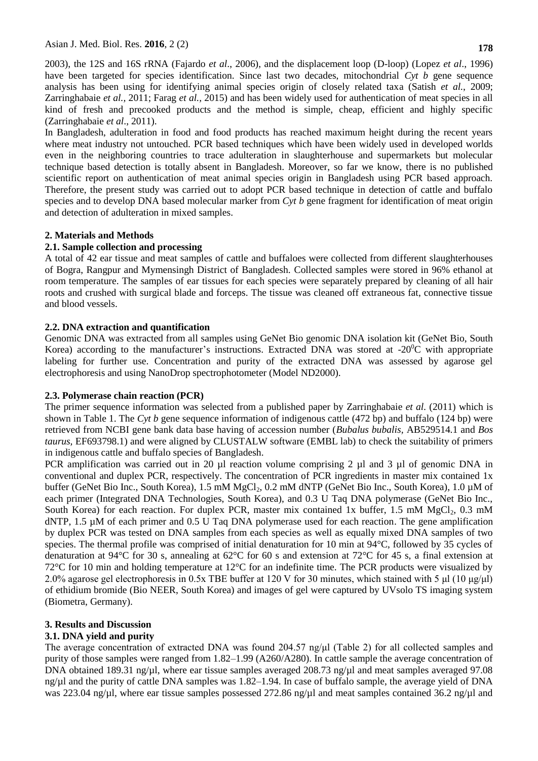2003), the 12S and 16S rRNA (Fajardo *et al*., 2006), and the displacement loop (D-loop) (Lopez *et al*., 1996) have been targeted for species identification. Since last two decades, mitochondrial *Cyt b* gene sequence analysis has been using for identifying animal species origin of closely related taxa (Satish *et al.*, 2009; Zarringhabaie *et al.,* 2011; Farag *et al.,* 2015) and has been widely used for authentication of meat species in all kind of fresh and precooked products and the method is simple, cheap, efficient and highly specific (Zarringhabaie *et al*., 2011).

In Bangladesh, adulteration in food and food products has reached maximum height during the recent years where meat industry not untouched. PCR based techniques which have been widely used in developed worlds even in the neighboring countries to trace adulteration in slaughterhouse and supermarkets but molecular technique based detection is totally absent in Bangladesh. Moreover, so far we know, there is no published scientific report on authentication of meat animal species origin in Bangladesh using PCR based approach. Therefore, the present study was carried out to adopt PCR based technique in detection of cattle and buffalo species and to develop DNA based molecular marker from *Cyt b* gene fragment for identification of meat origin and detection of adulteration in mixed samples.

## 2. Materials and Methods

### 2.1. Sample collection and processing

A total of 42 ear tissue and meat samples of cattle and buffaloes were collected from different slaughterhouses of Bogra, Rangpur and Mymensingh District of Bangladesh. Collected samples were stored in 96% ethanol at room temperature. The samples of ear tissues for each species were separately prepared by cleaning of all hair roots and crushed with surgical blade and forceps. The tissue was cleaned off extraneous fat, connective tissue and blood vessels.

### 2.2. DNA extraction and quantification

Genomic DNA was extracted from all samples using GeNet Bio genomic DNA isolation kit (GeNet Bio, South Korea) according to the manufacturer's instructions. Extracted DNA was stored at -20$^0$C with appropriate labeling for further use. Concentration and purity of the extracted DNA was assessed by agarose gel electrophoresis and using NanoDrop spectrophotometer (Model ND2000).

### 2.3. Polymerase chain reaction (PCR)

The primer sequence information was selected from a published paper by Zarringhabaie *et al*. (2011) which is shown in Table 1. The *Cyt b* gene sequence information of indigenous cattle (472 bp) and buffalo (124 bp) were retrieved from NCBI gene bank data base having of accession number (*Bubalus bubalis,* AB529514.1 and *Bos taurus,* EF693798.1) and were aligned by CLUSTALW software (EMBL lab) to check the suitability of primers in indigenous cattle and buffalo species of Bangladesh.

PCR amplification was carried out in 20 µl reaction volume comprising 2 µl and 3 µl of genomic DNA in conventional and duplex PCR, respectively. The concentration of PCR ingredients in master mix contained 1x buffer (GeNet Bio Inc., South Korea), 1.5 mM $MgCl_2$, 0.2 mM dNTP (GeNet Bio Inc., South Korea), 1.0 µM of each primer (Integrated DNA Technologies, South Korea), and 0.3 U Taq DNA polymerase (GeNet Bio Inc., South Korea) for each reaction. For duplex PCR, master mix contained 1x buffer, 1.5 mM $MgCl_2$, 0.3 mM dNTP, 1.5 µM of each primer and 0.5 U Taq DNA polymerase used for each reaction. The gene amplification by duplex PCR was tested on DNA samples from each species as well as equally mixed DNA samples of two species. The thermal profile was comprised of initial denaturation for 10 min at 94°C, followed by 35 cycles of denaturation at 94°C for 30 s, annealing at 62°C for 60 s and extension at 72°C for 45 s, a final extension at 72°C for 10 min and holding temperature at 12°C for an indefinite time. The PCR products were visualized by 2.0% agarose gel electrophoresis in 0.5x TBE buffer at 120 V for 30 minutes, which stained with 5 µl (10 µg/µl) of ethidium bromide (Bio NEER, South Korea) and images of gel were captured by UVsolo TS imaging system (Biometra, Germany).

## 3. Results and Discussion

### 3.1. DNA yield and purity

The average concentration of extracted DNA was found 204.57 ng/µl (Table 2) for all collected samples and purity of those samples were ranged from 1.82–1.99 (A260/A280). In cattle sample the average concentration of DNA obtained 189.31 ng/µl, where ear tissue samples averaged 208.73 ng/µl and meat samples averaged 97.08 ng/µl and the purity of cattle DNA samples was 1.82–1.94. In case of buffalo sample, the average yield of DNA was 223.04 ng/µl, where ear tissue samples possessed 272.86 ng/µl and meat samples contained 36.2 ng/µl and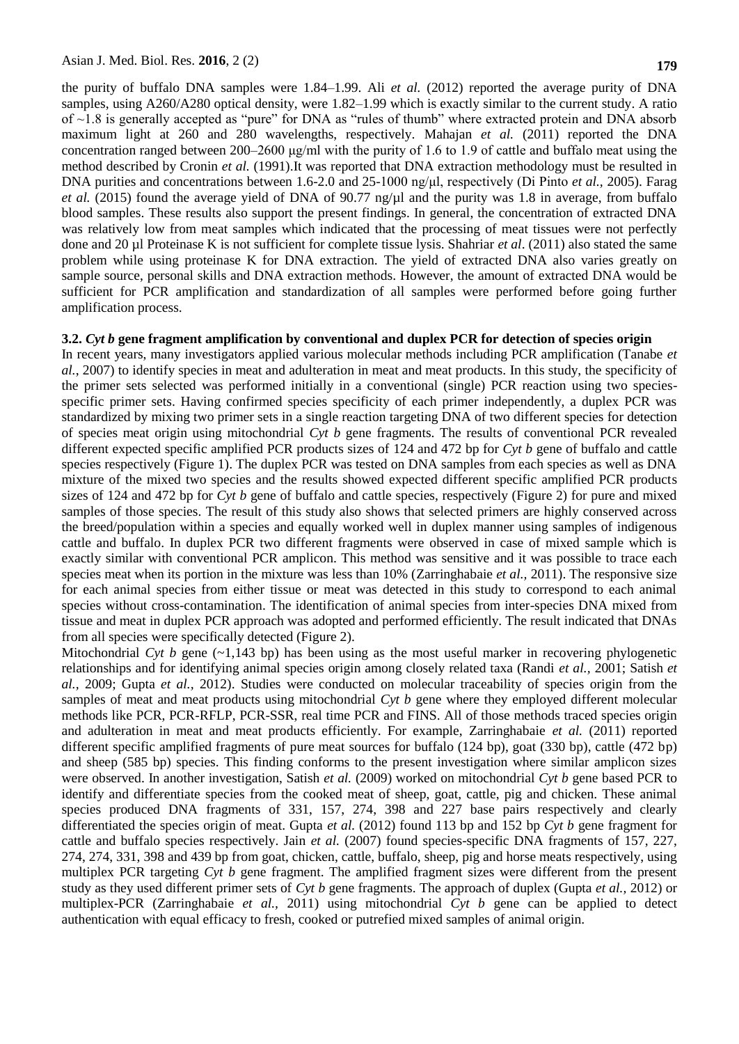the purity of buffalo DNA samples were 1.84–1.99. Ali *et al.* (2012) reported the average purity of DNA samples, using A260/A280 optical density, were 1.82–1.99 which is exactly similar to the current study. A ratio of ~1.8 is generally accepted as "pure" for DNA as "rules of thumb" where extracted protein and DNA absorb maximum light at 260 and 280 wavelengths, respectively. Mahajan *et al.* (2011) reported the DNA concentration ranged between 200–2600 μg/ml with the purity of 1.6 to 1.9 of cattle and buffalo meat using the method described by Cronin *et al.* (1991).It was reported that DNA extraction methodology must be resulted in DNA purities and concentrations between 1.6-2.0 and 25-1000 ng/μl, respectively (Di Pinto *et al.*, 2005). Farag *et al.* (2015) found the average yield of DNA of 90.77 ng/μl and the purity was 1.8 in average, from buffalo blood samples. These results also support the present findings. In general, the concentration of extracted DNA was relatively low from meat samples which indicated that the processing of meat tissues were not perfectly done and 20 μl Proteinase K is not sufficient for complete tissue lysis. Shahriar *et al*. (2011) also stated the same problem while using proteinase K for DNA extraction. The yield of extracted DNA also varies greatly on sample source, personal skills and DNA extraction methods. However, the amount of extracted DNA would be sufficient for PCR amplification and standardization of all samples were performed before going further amplification process.

### 3.2. *Cyt b* gene fragment amplification by conventional and duplex PCR for detection of species origin

In recent years, many investigators applied various molecular methods including PCR amplification (Tanabe *et al.*, 2007) to identify species in meat and adulteration in meat and meat products. In this study, the specificity of the primer sets selected was performed initially in a conventional (single) PCR reaction using two species-specific primer sets. Having confirmed species specificity of each primer independently, a duplex PCR was standardized by mixing two primer sets in a single reaction targeting DNA of two different species for detection of species meat origin using mitochondrial *Cyt b* gene fragments. The results of conventional PCR revealed different expected specific amplified PCR products sizes of 124 and 472 bp for *Cyt b* gene of buffalo and cattle species respectively (Figure 1). The duplex PCR was tested on DNA samples from each species as well as DNA mixture of the mixed two species and the results showed expected different specific amplified PCR products sizes of 124 and 472 bp for *Cyt b* gene of buffalo and cattle species, respectively (Figure 2) for pure and mixed samples of those species. The result of this study also shows that selected primers are highly conserved across the breed/population within a species and equally worked well in duplex manner using samples of indigenous cattle and buffalo. In duplex PCR two different fragments were observed in case of mixed sample which is exactly similar with conventional PCR amplicon. This method was sensitive and it was possible to trace each species meat when its portion in the mixture was less than 10% (Zarringhabaie *et al.*, 2011). The responsive size for each animal species from either tissue or meat was detected in this study to correspond to each animal species without cross-contamination. The identification of animal species from inter-species DNA mixed from tissue and meat in duplex PCR approach was adopted and performed efficiently. The result indicated that DNAs from all species were specifically detected (Figure 2).

Mitochondrial *Cyt b* gene (~1,143 bp) has been using as the most useful marker in recovering phylogenetic relationships and for identifying animal species origin among closely related taxa (Randi *et al.*, 2001; Satish *et al.*, 2009; Gupta *et al.*, 2012). Studies were conducted on molecular traceability of species origin from the samples of meat and meat products using mitochondrial *Cyt b* gene where they employed different molecular methods like PCR, PCR-RFLP, PCR-SSR, real time PCR and FINS. All of those methods traced species origin and adulteration in meat and meat products efficiently. For example, Zarringhabaie *et al.* (2011) reported different specific amplified fragments of pure meat sources for buffalo (124 bp), goat (330 bp), cattle (472 bp) and sheep (585 bp) species. This finding conforms to the present investigation where similar amplicon sizes were observed. In another investigation, Satish *et al.* (2009) worked on mitochondrial *Cyt b* gene based PCR to identify and differentiate species from the cooked meat of sheep, goat, cattle, pig and chicken. These animal species produced DNA fragments of 331, 157, 274, 398 and 227 base pairs respectively and clearly differentiated the species origin of meat. Gupta *et al.* (2012) found 113 bp and 152 bp *Cyt b* gene fragment for cattle and buffalo species respectively. Jain *et al.* (2007) found species-specific DNA fragments of 157, 227, 274, 274, 331, 398 and 439 bp from goat, chicken, cattle, buffalo, sheep, pig and horse meats respectively, using multiplex PCR targeting *Cyt b* gene fragment. The amplified fragment sizes were different from the present study as they used different primer sets of *Cyt b* gene fragments. The approach of duplex (Gupta *et al.*, 2012) or multiplex-PCR (Zarringhabaie *et al.*, 2011) using mitochondrial *Cyt b* gene can be applied to detect authentication with equal efficacy to fresh, cooked or putrefied mixed samples of animal origin.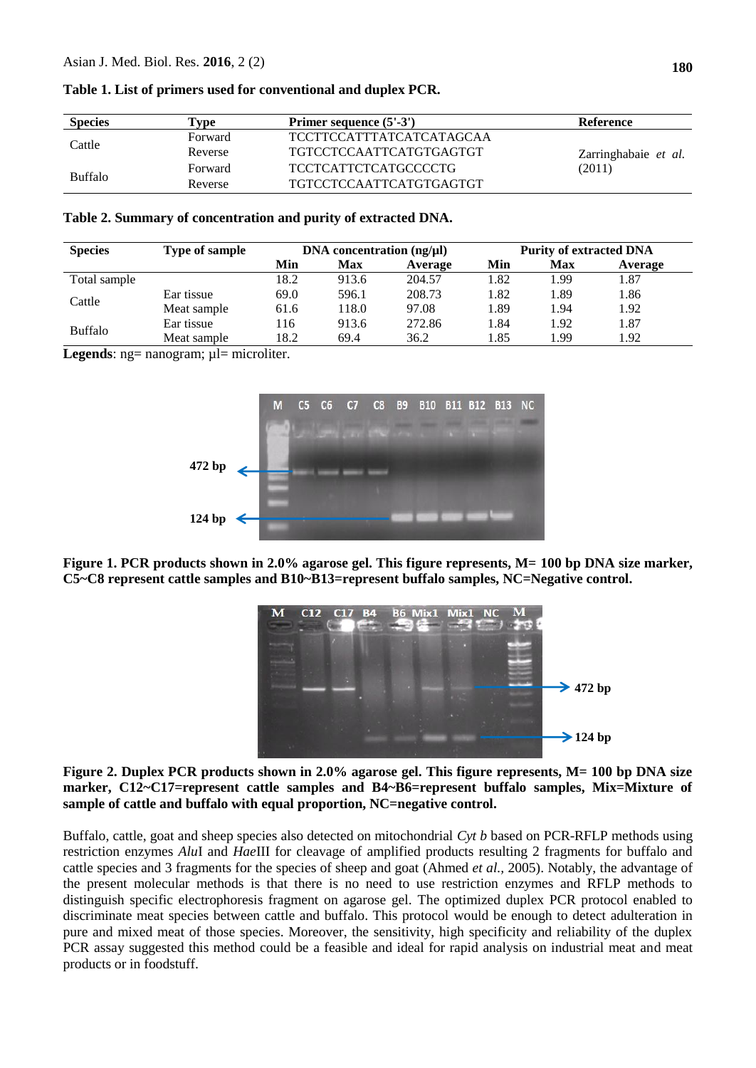**Table 1. List of primers used for conventional and duplex PCR.**

| Species | Type | Primer sequence (5'-3') | Reference |
|---|---|---|---|
| Cattle | Forward | TCCTTCCATTTATCATCATAGCAA | Zarringhabaie *et al.* (2011) |
| | Reverse | TGTCCTCCAATTCATGTGAGTGT | |
| Buffalo | Forward | TCCTCATTCTCATGCCCCTG | |
| | Reverse | TGTCCTCCAATTCATGTGAGTGT | |

**Table 2. Summary of concentration and purity of extracted DNA.**

| Species | Type of sample | DNA concentration (ng/µl) | | | Purity of extracted DNA | | |
|---|---|---|---|---|---|---|---|
| | | Min | Max | Average | Min | Max | Average |
| Total sample | | 18.2 | 913.6 | 204.57 | 1.82 | 1.99 | 1.87 |
| Cattle | Ear tissue | 69.0 | 596.1 | 208.73 | 1.82 | 1.89 | 1.86 |
| | Meat sample | 61.6 | 118.0 | 97.08 | 1.89 | 1.94 | 1.92 |
| Buffalo | Ear tissue | 116 | 913.6 | 272.86 | 1.84 | 1.92 | 1.87 |
| | Meat sample | 18.2 | 69.4 | 36.2 | 1.85 | 1.99 | 1.92 |

**Legends**: ng= nanogram; µl= microliter.

**Figure 1. PCR products shown in 2.0% agarose gel. This figure represents, M= 100 bp DNA size marker, C5~C8 represent cattle samples and B10~B13=represent buffalo samples, NC=Negative control.**

**Figure 2. Duplex PCR products shown in 2.0% agarose gel. This figure represents, M= 100 bp DNA size marker, C12~C17=represent cattle samples and B4~B6=represent buffalo samples, Mix=Mixture of sample of cattle and buffalo with equal proportion, NC=negative control.**

Buffalo, cattle, goat and sheep species also detected on mitochondrial *Cyt b* based on PCR-RFLP methods using restriction enzymes *Alu*I and *Hae*III for cleavage of amplified products resulting 2 fragments for buffalo and cattle species and 3 fragments for the species of sheep and goat (Ahmed *et al.,* 2005). Notably, the advantage of the present molecular methods is that there is no need to use restriction enzymes and RFLP methods to distinguish specific electrophoresis fragment on agarose gel. The optimized duplex PCR protocol enabled to discriminate meat species between cattle and buffalo. This protocol would be enough to detect adulteration in pure and mixed meat of those species. Moreover, the sensitivity, high specificity and reliability of the duplex PCR assay suggested this method could be a feasible and ideal for rapid analysis on industrial meat and meat products or in foodstuff.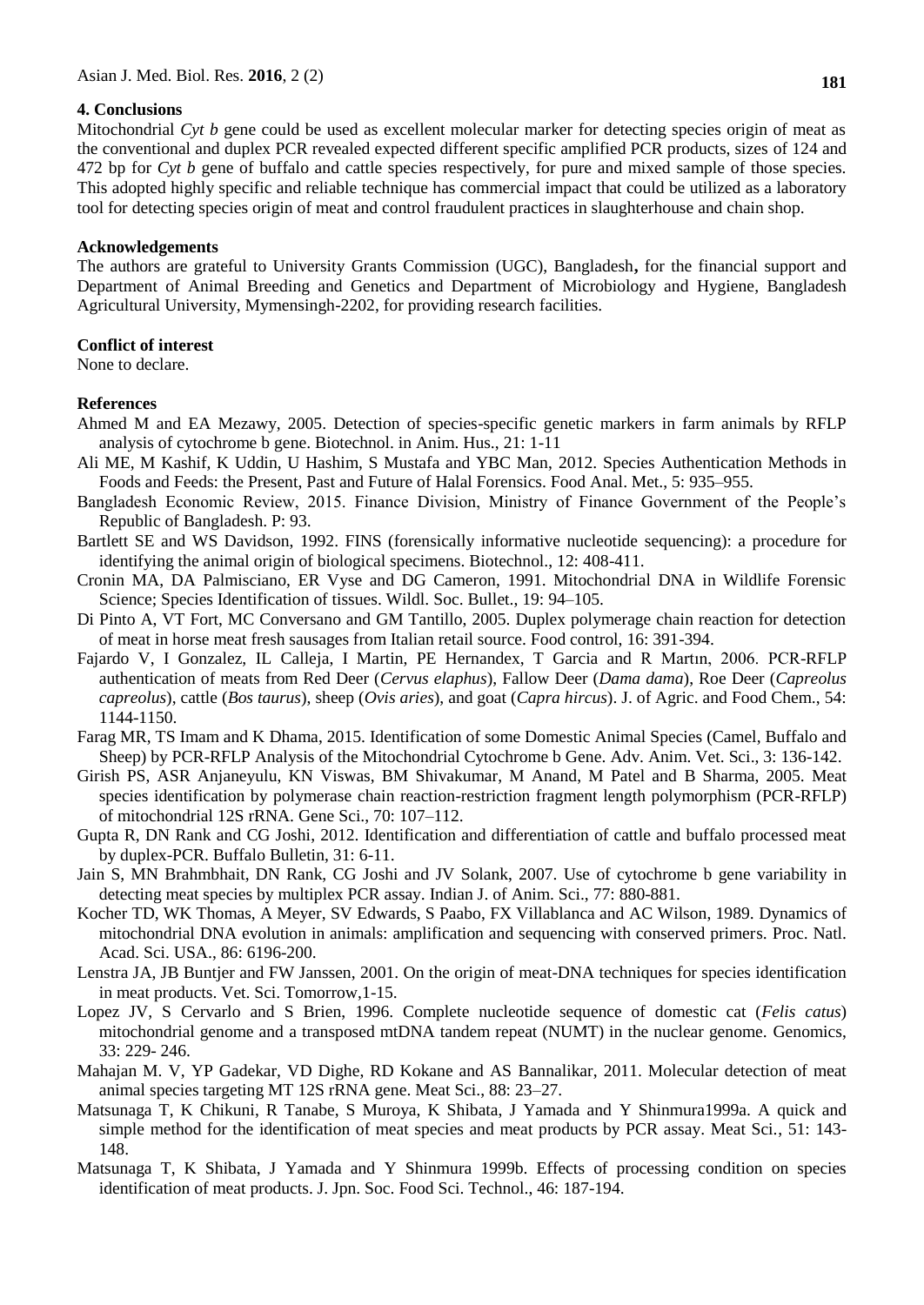## 4. Conclusions

Mitochondrial *Cyt b* gene could be used as excellent molecular marker for detecting species origin of meat as the conventional and duplex PCR revealed expected different specific amplified PCR products, sizes of 124 and 472 bp for *Cyt b* gene of buffalo and cattle species respectively, for pure and mixed sample of those species. This adopted highly specific and reliable technique has commercial impact that could be utilized as a laboratory tool for detecting species origin of meat and control fraudulent practices in slaughterhouse and chain shop.

## Acknowledgements

The authors are grateful to University Grants Commission (UGC), Bangladesh**,** for the financial support and Department of Animal Breeding and Genetics and Department of Microbiology and Hygiene, Bangladesh Agricultural University, Mymensingh-2202, for providing research facilities.

## Conflict of interest

None to declare.

## References

Ahmed M and EA Mezawy, 2005. Detection of species-specific genetic markers in farm animals by RFLP analysis of cytochrome b gene. Biotechnol. in Anim. Hus., 21: 1-11

Ali ME, M Kashif, K Uddin, U Hashim, S Mustafa and YBC Man, 2012. Species Authentication Methods in Foods and Feeds: the Present, Past and Future of Halal Forensics. Food Anal. Met., 5: 935–955.

Bangladesh Economic Review, 2015. Finance Division, Ministry of Finance Government of the People's Republic of Bangladesh. P: 93.

Bartlett SE and WS Davidson, 1992. FINS (forensically informative nucleotide sequencing): a procedure for identifying the animal origin of biological specimens. Biotechnol., 12: 408-411.

Cronin MA, DA Palmisciano, ER Vyse and DG Cameron, 1991. Mitochondrial DNA in Wildlife Forensic Science; Species Identification of tissues. Wildl. Soc. Bullet., 19: 94–105.

Di Pinto A, VT Fort, MC Conversano and GM Tantillo, 2005. Duplex polymerage chain reaction for detection of meat in horse meat fresh sausages from Italian retail source. Food control, 16: 391-394.

Fajardo V, I Gonzalez, IL Calleja, I Martin, PE Hernandex, T Garcia and R Martın, 2006. PCR-RFLP authentication of meats from Red Deer (*Cervus elaphus*), Fallow Deer (*Dama dama*), Roe Deer (*Capreolus capreolus*), cattle (*Bos taurus*), sheep (*Ovis aries*), and goat (*Capra hircus*). J. of Agric. and Food Chem., 54: 1144-1150.

Farag MR, TS Imam and K Dhama, 2015. Identification of some Domestic Animal Species (Camel, Buffalo and Sheep) by PCR-RFLP Analysis of the Mitochondrial Cytochrome b Gene. Adv. Anim. Vet. Sci., 3: 136-142.

Girish PS, ASR Anjaneyulu, KN Viswas, BM Shivakumar, M Anand, M Patel and B Sharma, 2005. Meat species identification by polymerase chain reaction-restriction fragment length polymorphism (PCR-RFLP) of mitochondrial 12S rRNA. Gene Sci., 70: 107–112.

Gupta R, DN Rank and CG Joshi, 2012. Identification and differentiation of cattle and buffalo processed meat by duplex-PCR. Buffalo Bulletin, 31: 6-11.

Jain S, MN Brahmbhait, DN Rank, CG Joshi and JV Solank, 2007. Use of cytochrome b gene variability in detecting meat species by multiplex PCR assay. Indian J. of Anim. Sci., 77: 880-881.

Kocher TD, WK Thomas, A Meyer, SV Edwards, S Paabo, FX Villablanca and AC Wilson, 1989. Dynamics of mitochondrial DNA evolution in animals: amplification and sequencing with conserved primers. Proc. Natl. Acad. Sci. USA., 86: 6196-200.

Lenstra JA, JB Buntjer and FW Janssen, 2001. On the origin of meat-DNA techniques for species identification in meat products. Vet. Sci. Tomorrow,1-15.

Lopez JV, S Cervarlo and S Brien, 1996. Complete nucleotide sequence of domestic cat (*Felis catus*) mitochondrial genome and a transposed mtDNA tandem repeat (NUMT) in the nuclear genome. Genomics, 33: 229- 246.

Mahajan M. V, YP Gadekar, VD Dighe, RD Kokane and AS Bannalikar, 2011. Molecular detection of meat animal species targeting MT 12S rRNA gene. Meat Sci., 88: 23–27.

Matsunaga T, K Chikuni, R Tanabe, S Muroya, K Shibata, J Yamada and Y Shinmura1999a. A quick and simple method for the identification of meat species and meat products by PCR assay. Meat Sci., 51: 143-148.

Matsunaga T, K Shibata, J Yamada and Y Shinmura 1999b. Effects of processing condition on species identification of meat products. J. Jpn. Soc. Food Sci. Technol., 46: 187-194.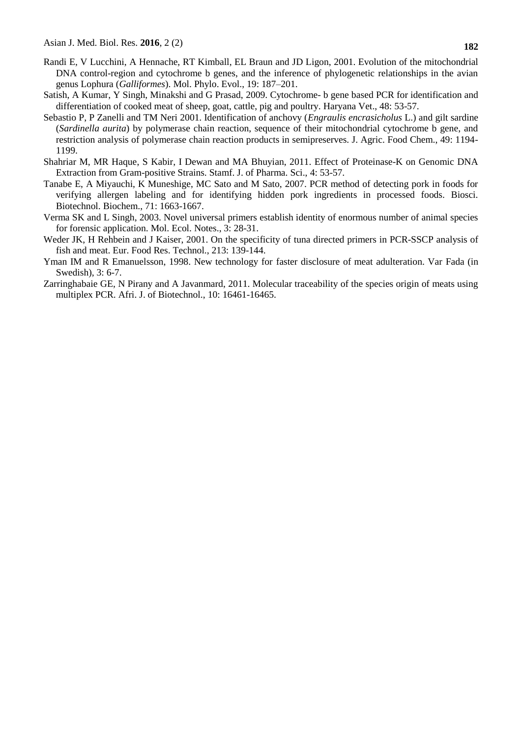Randi E, V Lucchini, A Hennache, RT Kimball, EL Braun and JD Ligon, 2001. Evolution of the mitochondrial DNA control-region and cytochrome b genes, and the inference of phylogenetic relationships in the avian genus Lophura (*Galliformes*). Mol. Phylo. Evol., 19: 187–201.

Satish, A Kumar, Y Singh, Minakshi and G Prasad, 2009. Cytochrome- b gene based PCR for identification and differentiation of cooked meat of sheep, goat, cattle, pig and poultry. Haryana Vet., 48: 53-57.

Sebastio P, P Zanelli and TM Neri 2001. Identification of anchovy (*Engraulis encrasicholus* L.) and gilt sardine (*Sardinella aurita*) by polymerase chain reaction, sequence of their mitochondrial cytochrome b gene, and restriction analysis of polymerase chain reaction products in semipreserves. J. Agric. Food Chem., 49: 1194-1199.

Shahriar M, MR Haque, S Kabir, I Dewan and MA Bhuyian, 2011. Effect of Proteinase-K on Genomic DNA Extraction from Gram-positive Strains. Stamf. J. of Pharma. Sci., 4: 53-57.

Tanabe E, A Miyauchi, K Muneshige, MC Sato and M Sato, 2007. PCR method of detecting pork in foods for verifying allergen labeling and for identifying hidden pork ingredients in processed foods. Biosci. Biotechnol. Biochem., 71: 1663-1667.

Verma SK and L Singh, 2003. Novel universal primers establish identity of enormous number of animal species for forensic application. Mol. Ecol. Notes., 3: 28-31.

Weder JK, H Rehbein and J Kaiser, 2001. On the specificity of tuna directed primers in PCR-SSCP analysis of fish and meat. Eur. Food Res. Technol., 213: 139-144.

Yman IM and R Emanuelsson, 1998. New technology for faster disclosure of meat adulteration. Var Fada (in Swedish), 3: 6-7.

Zarringhabaie GE, N Pirany and A Javanmard, 2011. Molecular traceability of the species origin of meats using multiplex PCR. Afri. J. of Biotechnol., 10: 16461-16465.